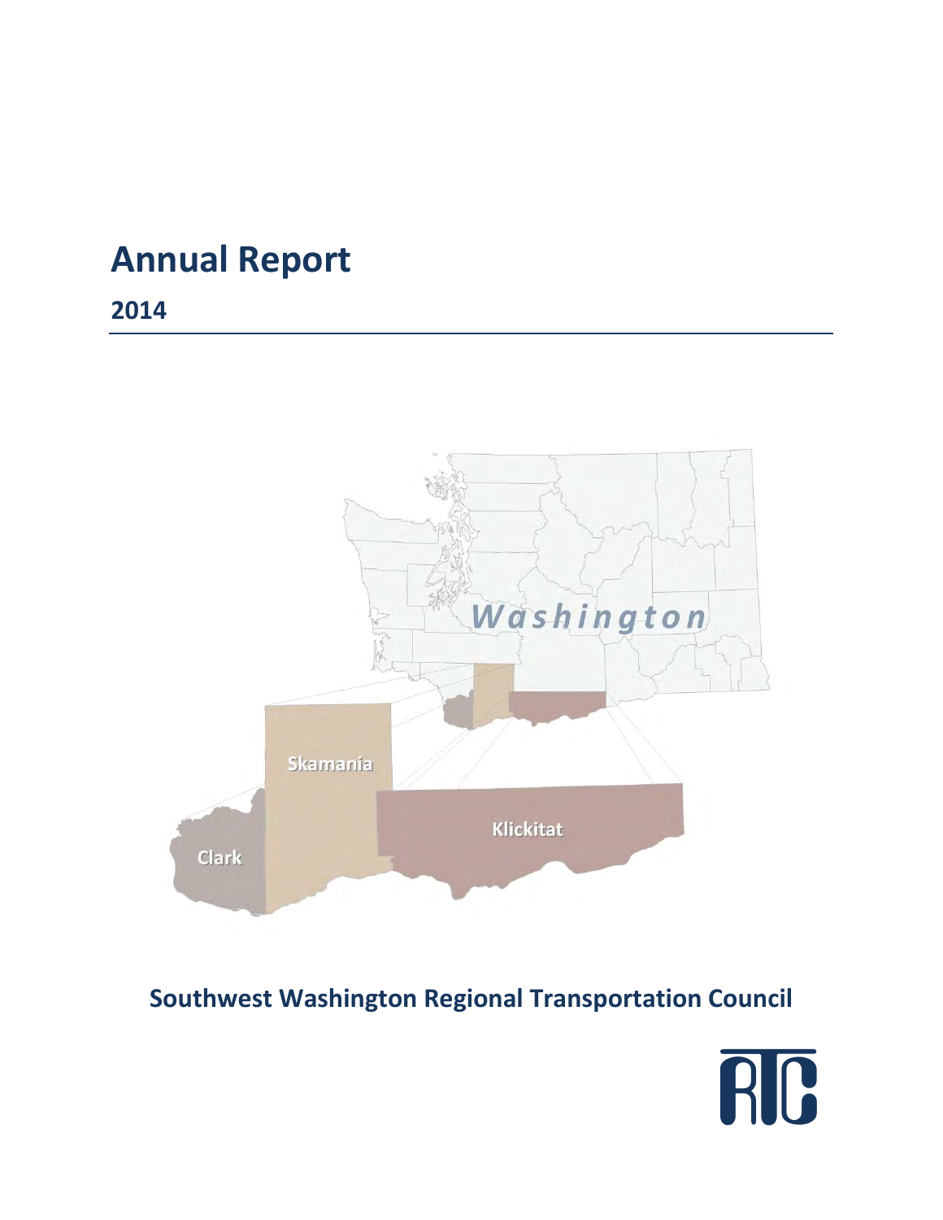# Annual Report

## 2014

**Southwest Washington Regional Transportation Council**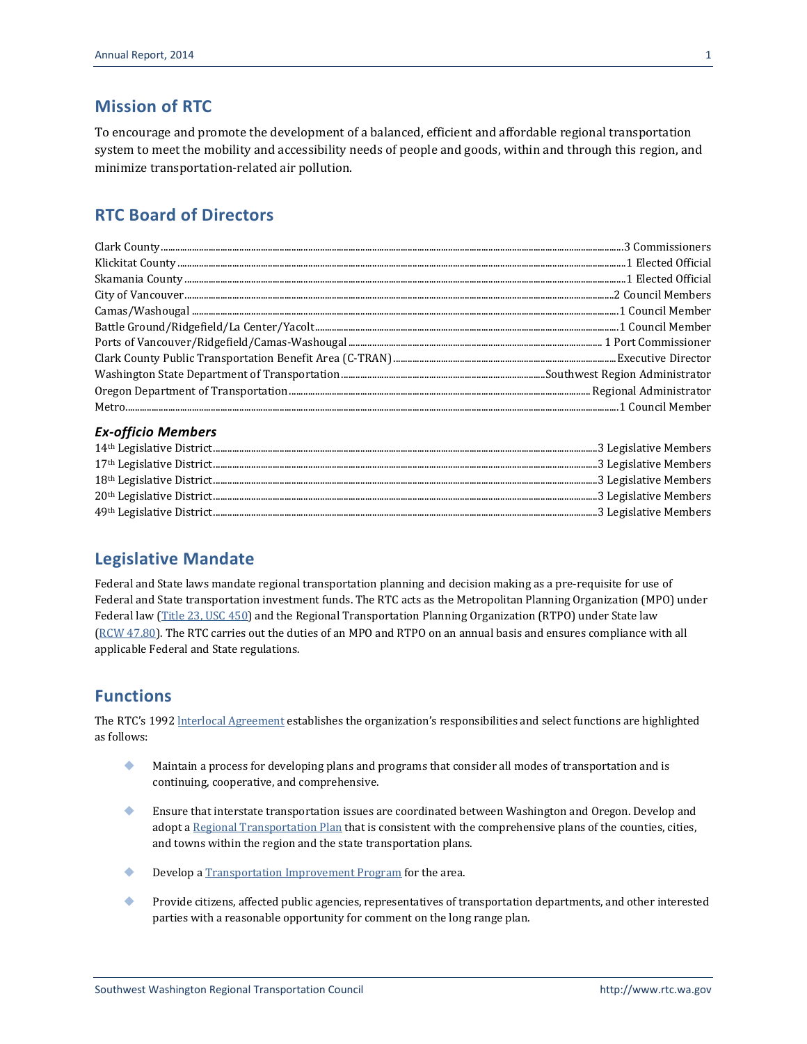## Mission of RTC

To encourage and promote the development of a balanced, efficient and affordable regional transportation system to meet the mobility and accessibility needs of people and goods, within and through this region, and minimize transportation-related air pollution.

## RTC Board of Directors

| | |
|---|---|
| Clark County | 3 Commissioners |
| Klickitat County | 1 Elected Official |
| Skamania County | 1 Elected Official |
| City of Vancouver | 2 Council Members |
| Camas/Washougal | 1 Council Member |
| Battle Ground/Ridgefield/La Center/Yacolt | 1 Council Member |
| Ports of Vancouver/Ridgefield/Camas-Washougal | 1 Port Commissioner |
| Clark County Public Transportation Benefit Area (C-TRAN) | Executive Director |
| Washington State Department of Transportation | Southwest Region Administrator |
| Oregon Department of Transportation | Regional Administrator |
| Metro | 1 Council Member |

### *Ex-officio Members*

| | |
|---|---|
| 14th Legislative District | 3 Legislative Members |
| 17th Legislative District | 3 Legislative Members |
| 18th Legislative District | 3 Legislative Members |
| 20th Legislative District | 3 Legislative Members |
| 49th Legislative District | 3 Legislative Members |

## Legislative Mandate

Federal and State laws mandate regional transportation planning and decision making as a pre-requisite for use of Federal and State transportation investment funds. The RTC acts as the Metropolitan Planning Organization (MPO) under Federal law (Title 23, USC 450) and the Regional Transportation Planning Organization (RTPO) under State law (RCW 47.80). The RTC carries out the duties of an MPO and RTPO on an annual basis and ensures compliance with all applicable Federal and State regulations.

## Functions

The RTC's 1992 Interlocal Agreement establishes the organization's responsibilities and select functions are highlighted as follows:

- Maintain a process for developing plans and programs that consider all modes of transportation and is continuing, cooperative, and comprehensive.
- Ensure that interstate transportation issues are coordinated between Washington and Oregon. Develop and adopt a Regional Transportation Plan that is consistent with the comprehensive plans of the counties, cities, and towns within the region and the state transportation plans.
- Develop a Transportation Improvement Program for the area.
- Provide citizens, affected public agencies, representatives of transportation departments, and other interested parties with a reasonable opportunity for comment on the long range plan.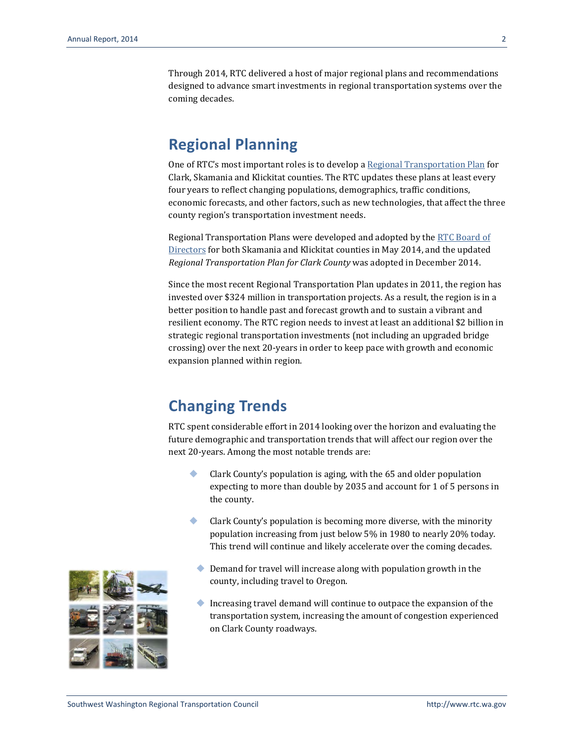Through 2014, RTC delivered a host of major regional plans and recommendations designed to advance smart investments in regional transportation systems over the coming decades.

## Regional Planning

One of RTC's most important roles is to develop a [Regional Transportation Plan] for Clark, Skamania and Klickitat counties. The RTC updates these plans at least every four years to reflect changing populations, demographics, traffic conditions, economic forecasts, and other factors, such as new technologies, that affect the three county region's transportation investment needs.

Regional Transportation Plans were developed and adopted by the [RTC Board of Directors] for both Skamania and Klickitat counties in May 2014, and the updated *Regional Transportation Plan for Clark County* was adopted in December 2014.

Since the most recent Regional Transportation Plan updates in 2011, the region has invested over $324 million in transportation projects. As a result, the region is in a better position to handle past and forecast growth and to sustain a vibrant and resilient economy. The RTC region needs to invest at least an additional $2 billion in strategic regional transportation investments (not including an upgraded bridge crossing) over the next 20-years in order to keep pace with growth and economic expansion planned within region.

## Changing Trends

RTC spent considerable effort in 2014 looking over the horizon and evaluating the future demographic and transportation trends that will affect our region over the next 20-years. Among the most notable trends are:

- Clark County's population is aging, with the 65 and older population expecting to more than double by 2035 and account for 1 of 5 persons in the county.
- Clark County's population is becoming more diverse, with the minority population increasing from just below 5% in 1980 to nearly 20% today. This trend will continue and likely accelerate over the coming decades.
- Demand for travel will increase along with population growth in the county, including travel to Oregon.
- Increasing travel demand will continue to outpace the expansion of the transportation system, increasing the amount of congestion experienced on Clark County roadways.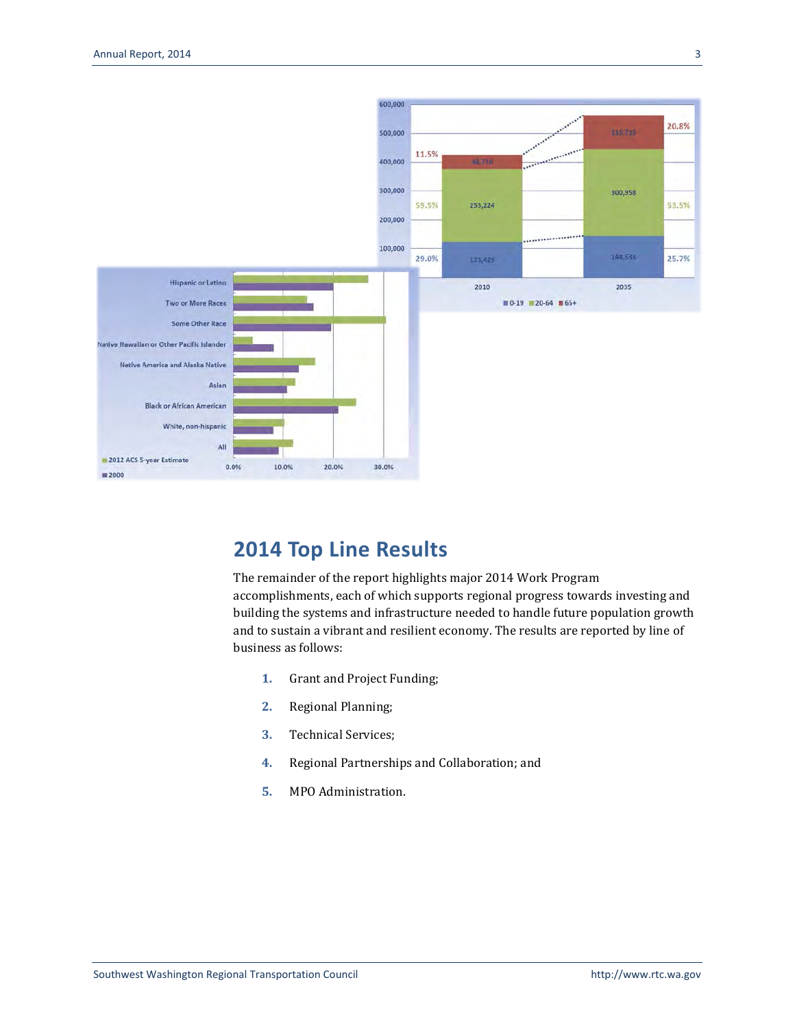## 2014 Top Line Results

The remainder of the report highlights major 2014 Work Program accomplishments, each of which supports regional progress towards investing and building the systems and infrastructure needed to handle future population growth and to sustain a vibrant and resilient economy. The results are reported by line of business as follows:

1. Grant and Project Funding;
2. Regional Planning;
3. Technical Services;
4. Regional Partnerships and Collaboration; and
5. MPO Administration.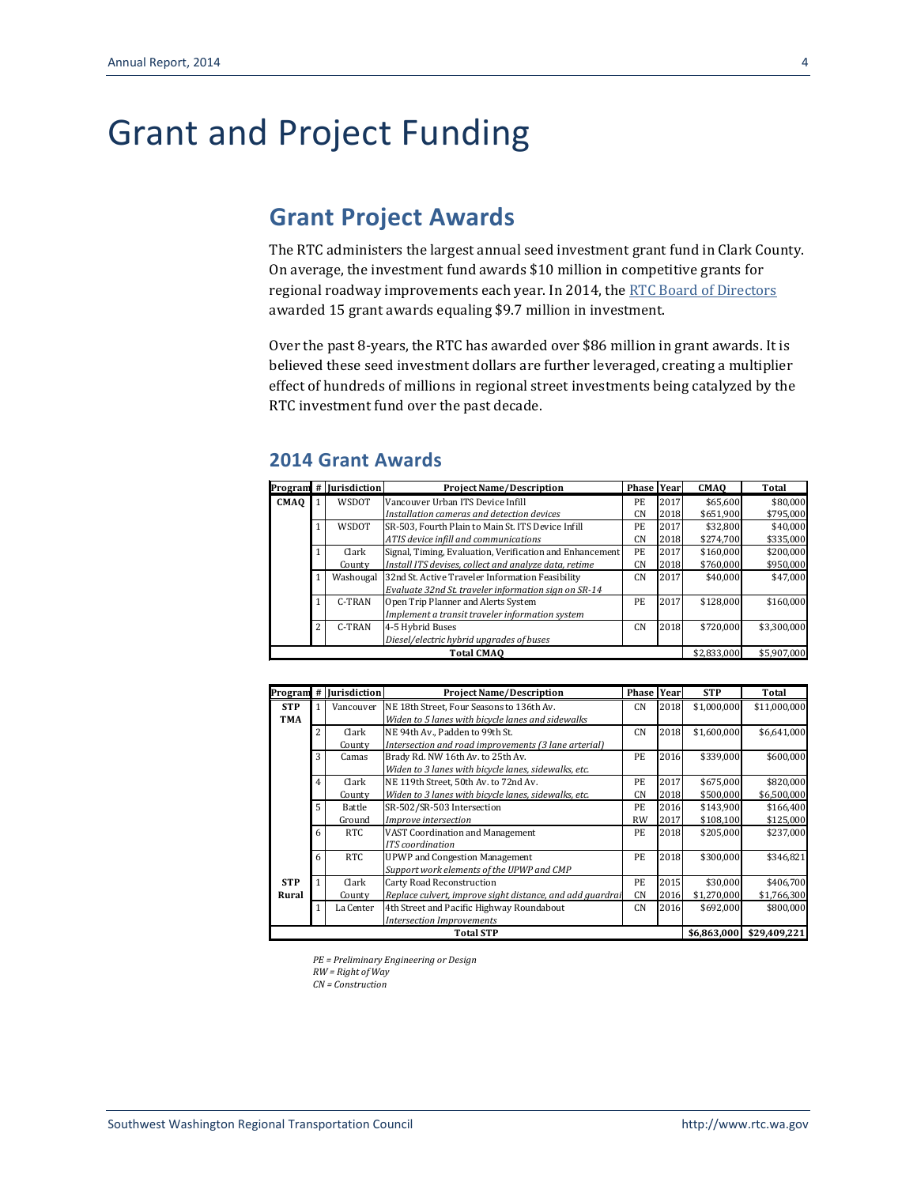# Grant and Project Funding

## Grant Project Awards

The RTC administers the largest annual seed investment grant fund in Clark County. On average, the investment fund awards $10 million in competitive grants for regional roadway improvements each year. In 2014, the RTC Board of Directors awarded 15 grant awards equaling $9.7 million in investment.

Over the past 8-years, the RTC has awarded over $86 million in grant awards. It is believed these seed investment dollars are further leveraged, creating a multiplier effect of hundreds of millions in regional street investments being catalyzed by the RTC investment fund over the past decade.

### 2014 Grant Awards

| Program | # | Jurisdiction | Project Name/Description | Phase | Year | CMAQ | Total |
|---|---|---|---|---|---|---|---|
| **CMAQ** | 1 | WSDOT | Vancouver Urban ITS Device Infill | PE | 2017 | $65,600 | $80,000 |
| | | | *Installation cameras and detection devices* | CN | 2018 | $651,900 | $795,000 |
| | 1 | WSDOT | SR-503, Fourth Plain to Main St. ITS Device Infill | PE | 2017 | $32,800 | $40,000 |
| | | | *ATIS device infill and communications* | CN | 2018 | $274,700 | $335,000 |
| | 1 | Clark | Signal, Timing, Evaluation, Verification and Enhancement | PE | 2017 | $160,000 | $200,000 |
| | | County | *Install ITS devises, collect and analyze data, retime* | CN | 2018 | $760,000 | $950,000 |
| | 1 | Washougal | 32nd St. Active Traveler Information Feasibility | CN | 2017 | $40,000 | $47,000 |
| | | | *Evaluate 32nd St. traveler information sign on SR-14* | | | | |
| | 1 | C-TRAN | Open Trip Planner and Alerts System | PE | 2017 | $128,000 | $160,000 |
| | | | *Implement a transit traveler information system* | | | | |
| | 2 | C-TRAN | 4-5 Hybrid Buses | CN | 2018 | $720,000 | $3,300,000 |
| | | | *Diesel/electric hybrid upgrades of buses* | | | | |
| **Total CMAQ** | | | | | | $2,833,000 | $5,907,000 |

| Program | # | Jurisdiction | Project Name/Description | Phase | Year | STP | Total |
|---|---|---|---|---|---|---|---|
| **STP TMA** | 1 | Vancouver | NE 18th Street, Four Seasons to 136th Av. | CN | 2018 | $1,000,000 | $11,000,000 |
| | | | *Widen to 5 lanes with bicycle lanes and sidewalks* | | | | |
| | 2 | Clark | NE 94th Av., Padden to 99th St. | CN | 2018 | $1,600,000 | $6,641,000 |
| | | County | *Intersection and road improvements (3 lane arterial)* | | | | |
| | 3 | Camas | Brady Rd. NW 16th Av. to 25th Av. | PE | 2016 | $339,000 | $600,000 |
| | | | *Widen to 3 lanes with bicycle lanes, sidewalks, etc.* | | | | |
| | 4 | Clark | NE 119th Street, 50th Av. to 72nd Av. | PE | 2017 | $675,000 | $820,000 |
| | | County | *Widen to 3 lanes with bicycle lanes, sidewalks, etc.* | CN | 2018 | $500,000 | $6,500,000 |
| | 5 | Battle | SR-502/SR-503 Intersection | PE | 2016 | $143,900 | $166,400 |
| | | Ground | *Improve intersection* | RW | 2017 | $108,100 | $125,000 |
| | 6 | RTC | VAST Coordination and Management | PE | 2018 | $205,000 | $237,000 |
| | | | *ITS coordination* | | | | |
| | 6 | RTC | UPWP and Congestion Management | PE | 2018 | $300,000 | $346,821 |
| | | | *Support work elements of the UPWP and CMP* | | | | |
| **STP Rural** | 1 | Clark | Carty Road Reconstruction | PE | 2015 | $30,000 | $406,700 |
| | | County | *Replace culvert, improve sight distance, and add guardrai* | CN | 2016 | $1,270,000 | $1,766,300 |
| | 1 | La Center | 4th Street and Pacific Highway Roundabout | CN | 2016 | $692,000 | $800,000 |
| | | | *Intersection Improvements* | | | | |
| **Total STP** | | | | | | **$6,863,000** | **$29,409,221** |

*PE = Preliminary Engineering or Design*
*RW = Right of Way*
*CN = Construction*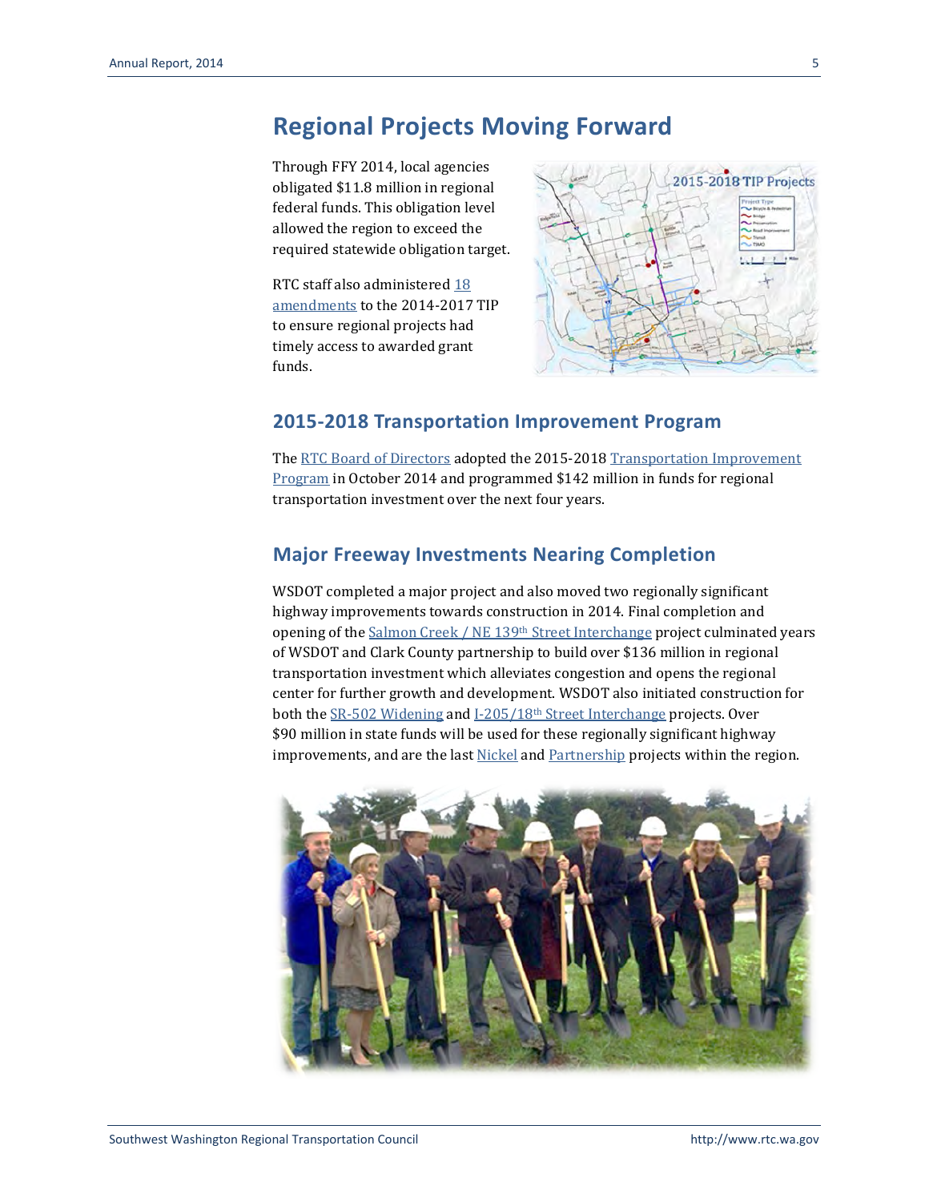# Regional Projects Moving Forward

Through FFY 2014, local agencies obligated $11.8 million in regional federal funds. This obligation level allowed the region to exceed the required statewide obligation target.

RTC staff also administered 18 amendments to the 2014-2017 TIP to ensure regional projects had timely access to awarded grant funds.

## 2015-2018 Transportation Improvement Program

The RTC Board of Directors adopted the 2015-2018 Transportation Improvement Program in October 2014 and programmed $142 million in funds for regional transportation investment over the next four years.

## Major Freeway Investments Nearing Completion

WSDOT completed a major project and also moved two regionally significant highway improvements towards construction in 2014. Final completion and opening of the Salmon Creek / NE 139th Street Interchange project culminated years of WSDOT and Clark County partnership to build over $136 million in regional transportation investment which alleviates congestion and opens the regional center for further growth and development. WSDOT also initiated construction for both the SR-502 Widening and I-205/18th Street Interchange projects. Over $90 million in state funds will be used for these regionally significant highway improvements, and are the last Nickel and Partnership projects within the region.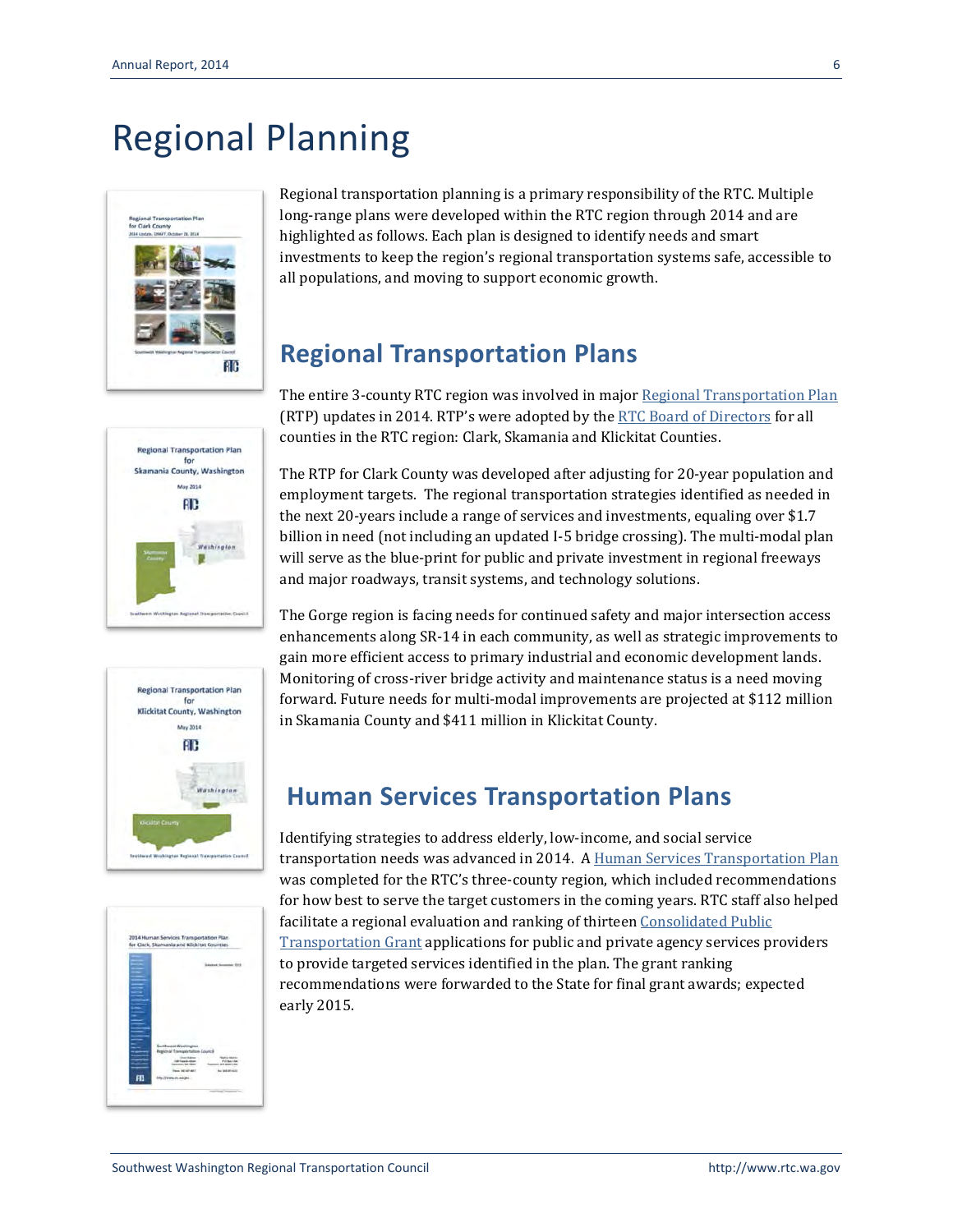# Regional Planning

Regional transportation planning is a primary responsibility of the RTC. Multiple long-range plans were developed within the RTC region through 2014 and are highlighted as follows. Each plan is designed to identify needs and smart investments to keep the region's regional transportation systems safe, accessible to all populations, and moving to support economic growth.

## Regional Transportation Plans

The entire 3-county RTC region was involved in major Regional Transportation Plan (RTP) updates in 2014. RTP's were adopted by the RTC Board of Directors for all counties in the RTC region: Clark, Skamania and Klickitat Counties.

The RTP for Clark County was developed after adjusting for 20-year population and employment targets. The regional transportation strategies identified as needed in the next 20-years include a range of services and investments, equaling over $1.7 billion in need (not including an updated I-5 bridge crossing). The multi-modal plan will serve as the blue-print for public and private investment in regional freeways and major roadways, transit systems, and technology solutions.

The Gorge region is facing needs for continued safety and major intersection access enhancements along SR-14 in each community, as well as strategic improvements to gain more efficient access to primary industrial and economic development lands. Monitoring of cross-river bridge activity and maintenance status is a need moving forward. Future needs for multi-modal improvements are projected at $112 million in Skamania County and $411 million in Klickitat County.

## Human Services Transportation Plans

Identifying strategies to address elderly, low-income, and social service transportation needs was advanced in 2014. A Human Services Transportation Plan was completed for the RTC's three-county region, which included recommendations for how best to serve the target customers in the coming years. RTC staff also helped facilitate a regional evaluation and ranking of thirteen Consolidated Public Transportation Grant applications for public and private agency services providers to provide targeted services identified in the plan. The grant ranking recommendations were forwarded to the State for final grant awards; expected early 2015.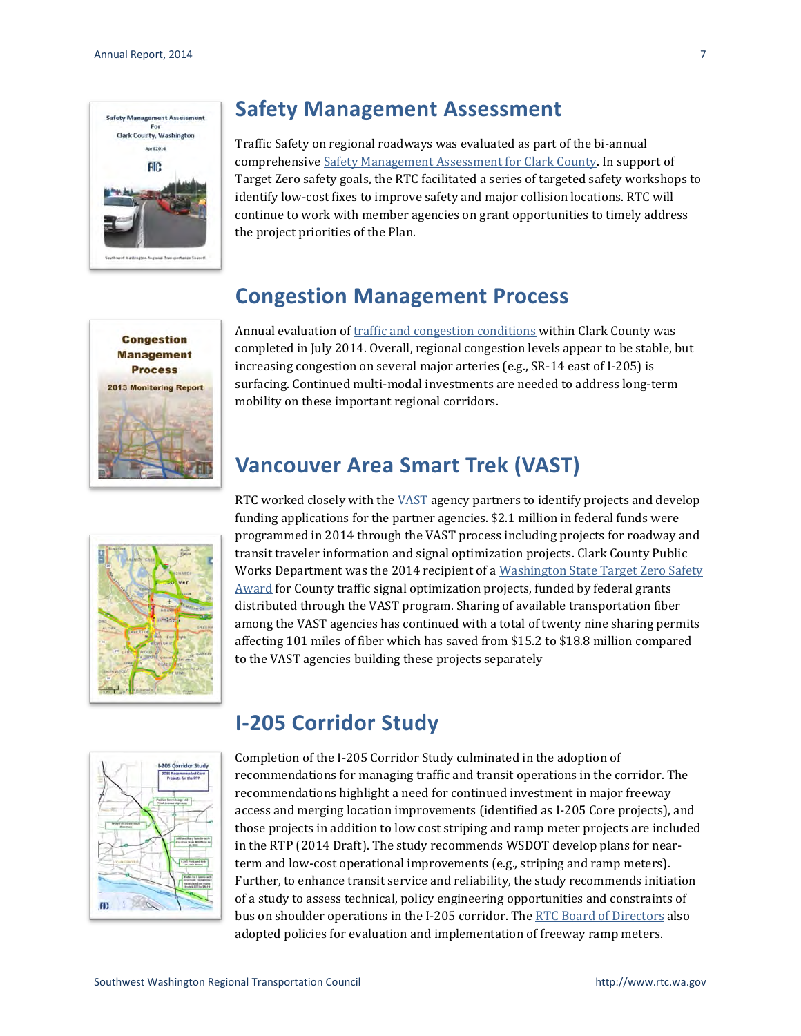## Safety Management Assessment

Traffic Safety on regional roadways was evaluated as part of the bi-annual comprehensive Safety Management Assessment for Clark County. In support of Target Zero safety goals, the RTC facilitated a series of targeted safety workshops to identify low-cost fixes to improve safety and major collision locations. RTC will continue to work with member agencies on grant opportunities to timely address the project priorities of the Plan.

## Congestion Management Process

Annual evaluation of traffic and congestion conditions within Clark County was completed in July 2014. Overall, regional congestion levels appear to be stable, but increasing congestion on several major arteries (e.g., SR-14 east of I-205) is surfacing. Continued multi-modal investments are needed to address long-term mobility on these important regional corridors.

## Vancouver Area Smart Trek (VAST)

RTC worked closely with the VAST agency partners to identify projects and develop funding applications for the partner agencies. $2.1 million in federal funds were programmed in 2014 through the VAST process including projects for roadway and transit traveler information and signal optimization projects. Clark County Public Works Department was the 2014 recipient of a Washington State Target Zero Safety Award for County traffic signal optimization projects, funded by federal grants distributed through the VAST program. Sharing of available transportation fiber among the VAST agencies has continued with a total of twenty nine sharing permits affecting 101 miles of fiber which has saved from $15.2 to $18.8 million compared to the VAST agencies building these projects separately

## I-205 Corridor Study

Completion of the I-205 Corridor Study culminated in the adoption of recommendations for managing traffic and transit operations in the corridor. The recommendations highlight a need for continued investment in major freeway access and merging location improvements (identified as I-205 Core projects), and those projects in addition to low cost striping and ramp meter projects are included in the RTP (2014 Draft). The study recommends WSDOT develop plans for near-term and low-cost operational improvements (e.g., striping and ramp meters). Further, to enhance transit service and reliability, the study recommends initiation of a study to assess technical, policy engineering opportunities and constraints of bus on shoulder operations in the I-205 corridor. The RTC Board of Directors also adopted policies for evaluation and implementation of freeway ramp meters.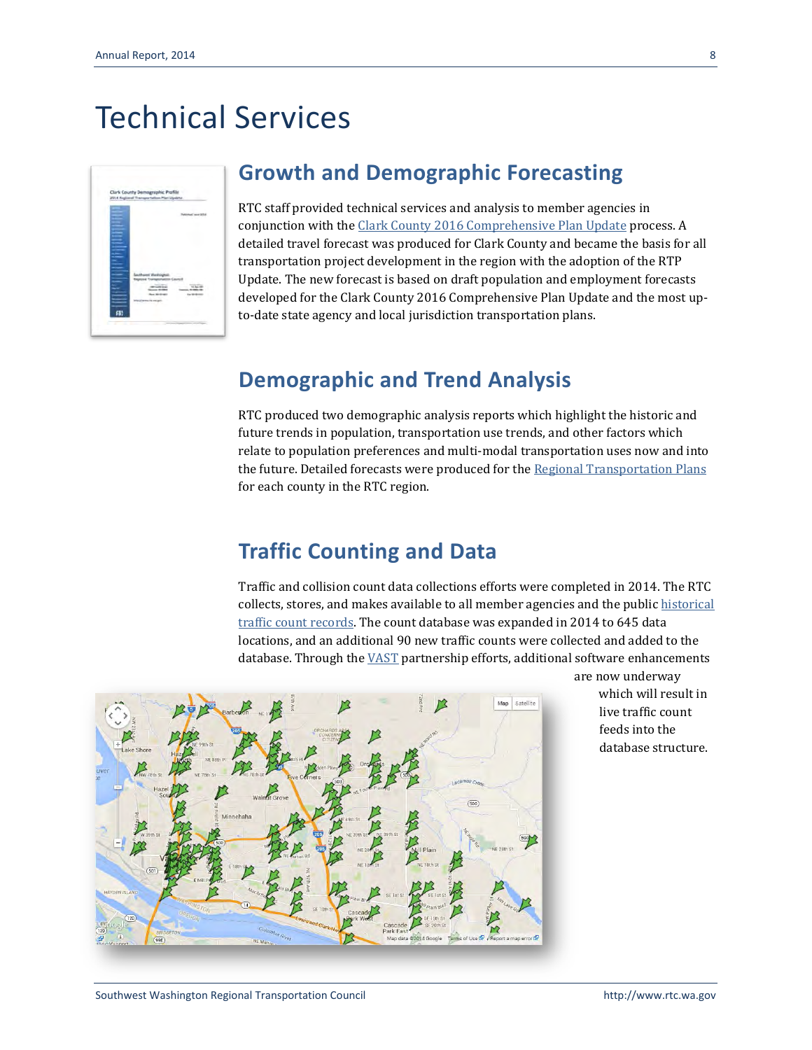# Technical Services

## Growth and Demographic Forecasting

RTC staff provided technical services and analysis to member agencies in conjunction with the Clark County 2016 Comprehensive Plan Update process. A detailed travel forecast was produced for Clark County and became the basis for all transportation project development in the region with the adoption of the RTP Update. The new forecast is based on draft population and employment forecasts developed for the Clark County 2016 Comprehensive Plan Update and the most up-to-date state agency and local jurisdiction transportation plans.

## Demographic and Trend Analysis

RTC produced two demographic analysis reports which highlight the historic and future trends in population, transportation use trends, and other factors which relate to population preferences and multi-modal transportation uses now and into the future. Detailed forecasts were produced for the Regional Transportation Plans for each county in the RTC region.

## Traffic Counting and Data

Traffic and collision count data collections efforts were completed in 2014. The RTC collects, stores, and makes available to all member agencies and the public historical traffic count records. The count database was expanded in 2014 to 645 data locations, and an additional 90 new traffic counts were collected and added to the database. Through the VAST partnership efforts, additional software enhancements are now underway which will result in live traffic count feeds into the database structure.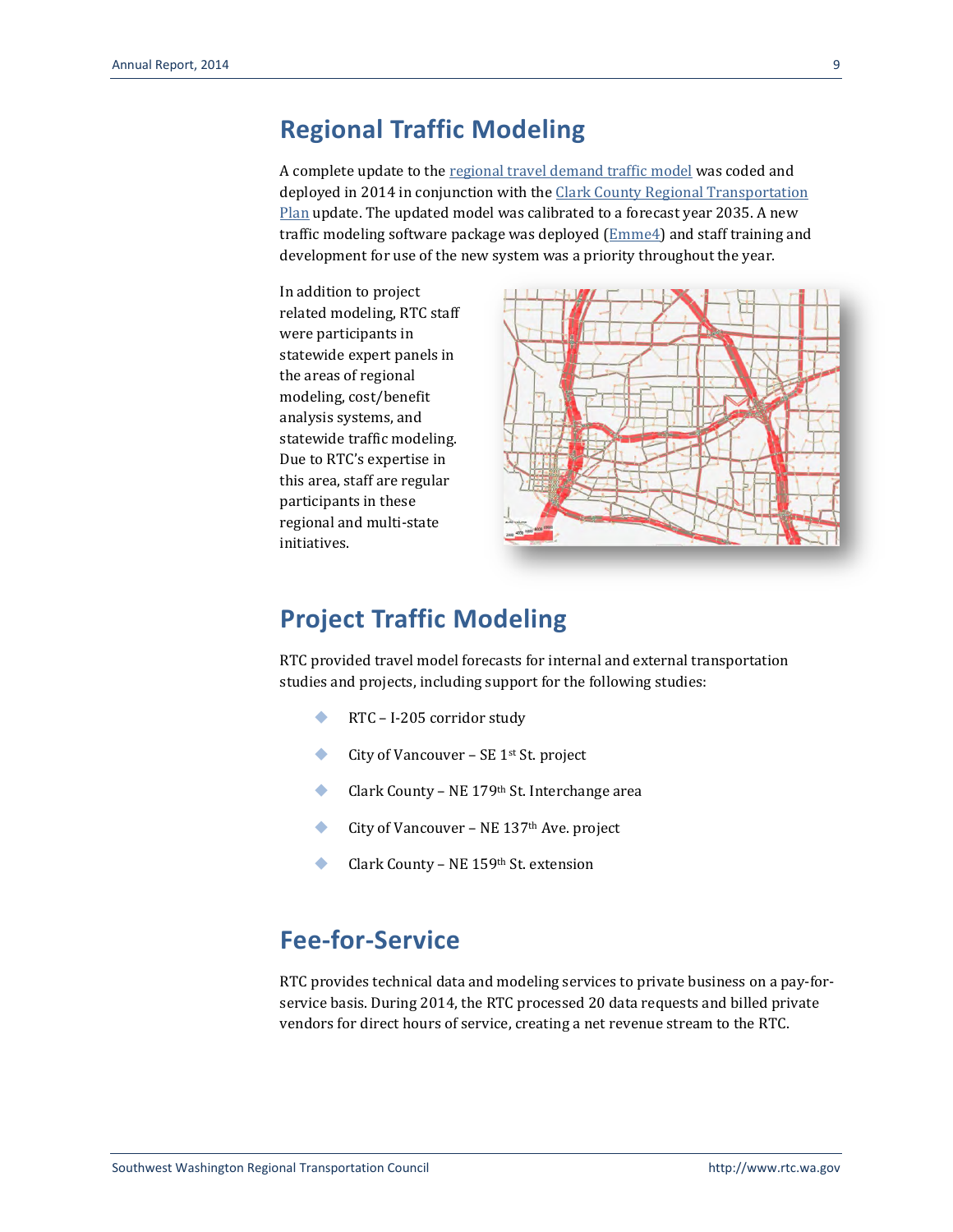## Regional Traffic Modeling

A complete update to the regional travel demand traffic model was coded and deployed in 2014 in conjunction with the Clark County Regional Transportation Plan update. The updated model was calibrated to a forecast year 2035. A new traffic modeling software package was deployed (Emme4) and staff training and development for use of the new system was a priority throughout the year.

In addition to project related modeling, RTC staff were participants in statewide expert panels in the areas of regional modeling, cost/benefit analysis systems, and statewide traffic modeling. Due to RTC's expertise in this area, staff are regular participants in these regional and multi-state initiatives.

## Project Traffic Modeling

RTC provided travel model forecasts for internal and external transportation studies and projects, including support for the following studies:

- RTC – I-205 corridor study
- City of Vancouver – SE 1st St. project
- Clark County – NE 179th St. Interchange area
- City of Vancouver – NE 137th Ave. project
- Clark County – NE 159th St. extension

## Fee-for-Service

RTC provides technical data and modeling services to private business on a pay-for-service basis. During 2014, the RTC processed 20 data requests and billed private vendors for direct hours of service, creating a net revenue stream to the RTC.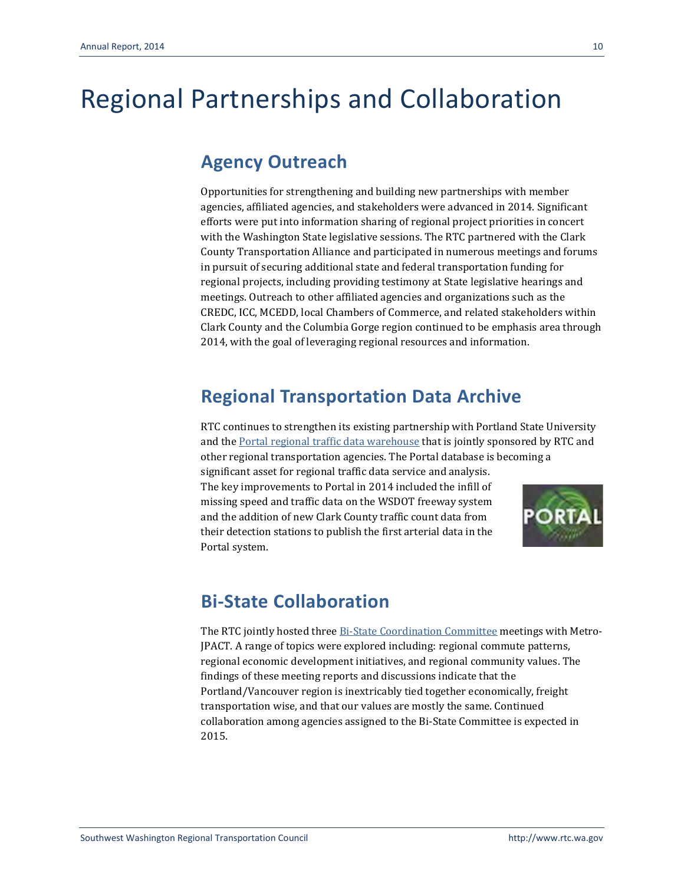# Regional Partnerships and Collaboration

## Agency Outreach

Opportunities for strengthening and building new partnerships with member agencies, affiliated agencies, and stakeholders were advanced in 2014. Significant efforts were put into information sharing of regional project priorities in concert with the Washington State legislative sessions. The RTC partnered with the Clark County Transportation Alliance and participated in numerous meetings and forums in pursuit of securing additional state and federal transportation funding for regional projects, including providing testimony at State legislative hearings and meetings. Outreach to other affiliated agencies and organizations such as the CREDC, ICC, MCEDD, local Chambers of Commerce, and related stakeholders within Clark County and the Columbia Gorge region continued to be emphasis area through 2014, with the goal of leveraging regional resources and information.

## Regional Transportation Data Archive

RTC continues to strengthen its existing partnership with Portland State University and the Portal regional traffic data warehouse that is jointly sponsored by RTC and other regional transportation agencies. The Portal database is becoming a significant asset for regional traffic data service and analysis. The key improvements to Portal in 2014 included the infill of missing speed and traffic data on the WSDOT freeway system and the addition of new Clark County traffic count data from their detection stations to publish the first arterial data in the Portal system.

## Bi-State Collaboration

The RTC jointly hosted three Bi-State Coordination Committee meetings with Metro-JPACT. A range of topics were explored including: regional commute patterns, regional economic development initiatives, and regional community values. The findings of these meeting reports and discussions indicate that the Portland/Vancouver region is inextricably tied together economically, freight transportation wise, and that our values are mostly the same. Continued collaboration among agencies assigned to the Bi-State Committee is expected in 2015.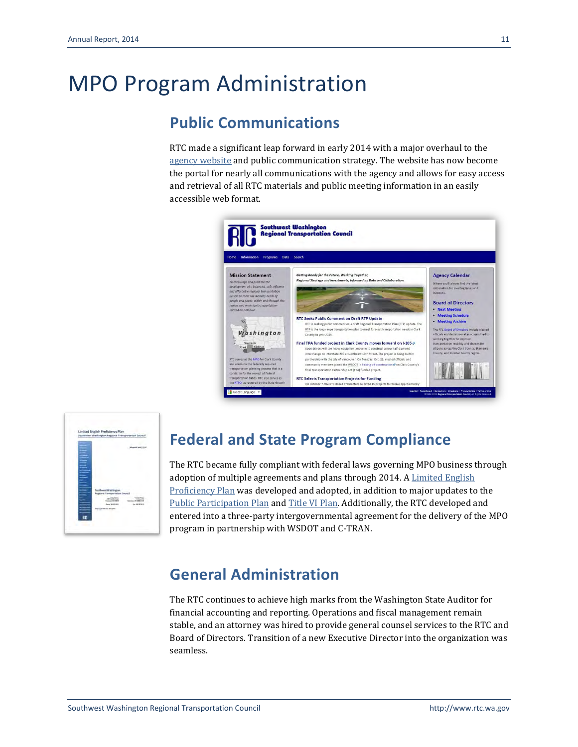# MPO Program Administration

## Public Communications

RTC made a significant leap forward in early 2014 with a major overhaul to the agency website and public communication strategy. The website has now become the portal for nearly all communications with the agency and allows for easy access and retrieval of all RTC materials and public meeting information in an easily accessible web format.

## Federal and State Program Compliance

The RTC became fully compliant with federal laws governing MPO business through adoption of multiple agreements and plans through 2014. A Limited English Proficiency Plan was developed and adopted, in addition to major updates to the Public Participation Plan and Title VI Plan. Additionally, the RTC developed and entered into a three-party intergovernmental agreement for the delivery of the MPO program in partnership with WSDOT and C-TRAN.

## General Administration

The RTC continues to achieve high marks from the Washington State Auditor for financial accounting and reporting. Operations and fiscal management remain stable, and an attorney was hired to provide general counsel services to the RTC and Board of Directors. Transition of a new Executive Director into the organization was seamless.